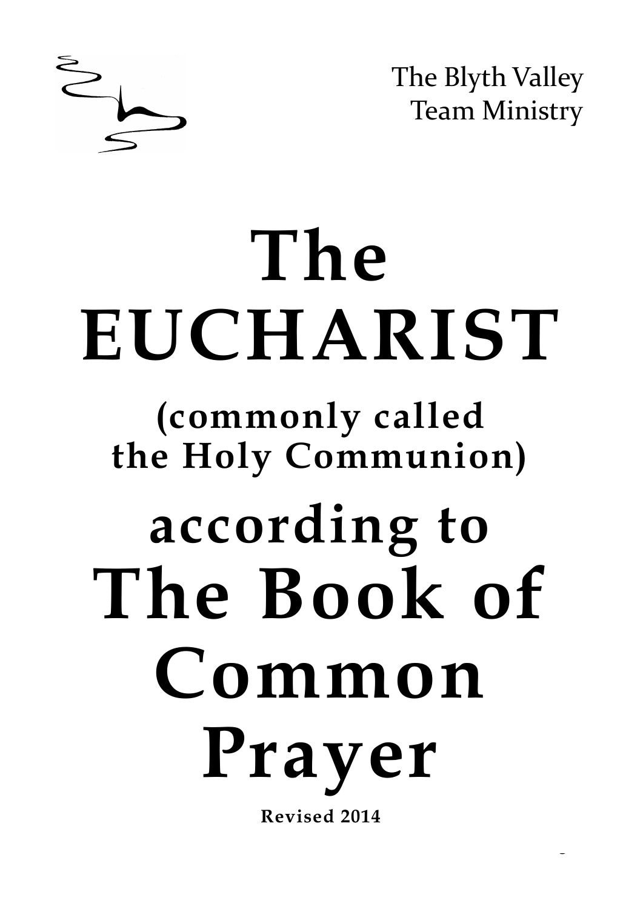The Blyth Valley
Team Ministry

# The EUCHARIST

## (commonly called the Holy Communion)

## according to

# The Book of Common Prayer

**Revised 2014**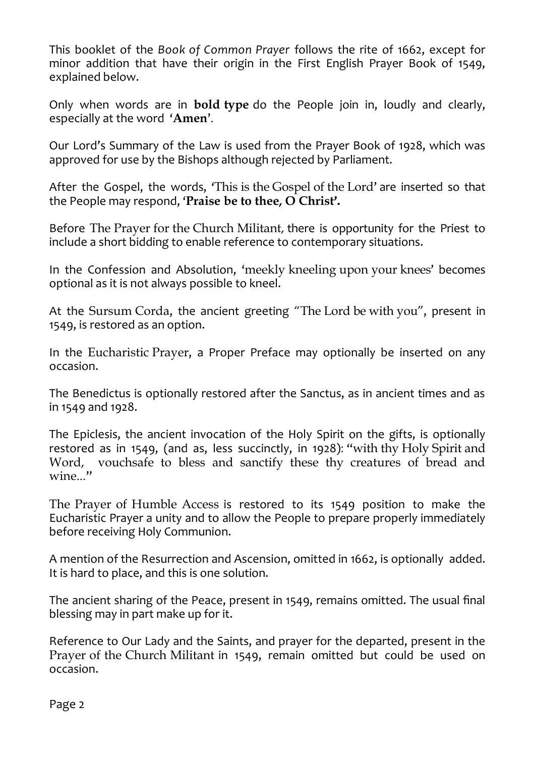This booklet of the *Book of Common Prayer* follows the rite of 1662, except for minor addition that have their origin in the First English Prayer Book of 1549, explained below.

Only when words are in **bold type** do the People join in, loudly and clearly, especially at the word '**Amen**'.

Our Lord's Summary of the Law is used from the Prayer Book of 1928, which was approved for use by the Bishops although rejected by Parliament.

After the Gospel, the words, 'This is the Gospel of the Lord' are inserted so that the People may respond, '**Praise be to thee, O Christ'.**

Before The Prayer for the Church Militant, there is opportunity for the Priest to include a short bidding to enable reference to contemporary situations.

In the Confession and Absolution, 'meekly kneeling upon your knees' becomes optional as it is not always possible to kneel.

At the Sursum Corda, the ancient greeting "The Lord be with you", present in 1549, is restored as an option.

In the Eucharistic Prayer, a Proper Preface may optionally be inserted on any occasion.

The Benedictus is optionally restored after the Sanctus, as in ancient times and as in 1549 and 1928.

The Epiclesis, the ancient invocation of the Holy Spirit on the gifts, is optionally restored as in 1549, (and as, less succinctly, in 1928): "with thy Holy Spirit and Word, vouchsafe to bless and sanctify these thy creatures of bread and wine..."

The Prayer of Humble Access is restored to its 1549 position to make the Eucharistic Prayer a unity and to allow the People to prepare properly immediately before receiving Holy Communion.

A mention of the Resurrection and Ascension, omitted in 1662, is optionally added. It is hard to place, and this is one solution.

The ancient sharing of the Peace, present in 1549, remains omitted. The usual final blessing may in part make up for it.

Reference to Our Lady and the Saints, and prayer for the departed, present in the Prayer of the Church Militant in 1549, remain omitted but could be used on occasion.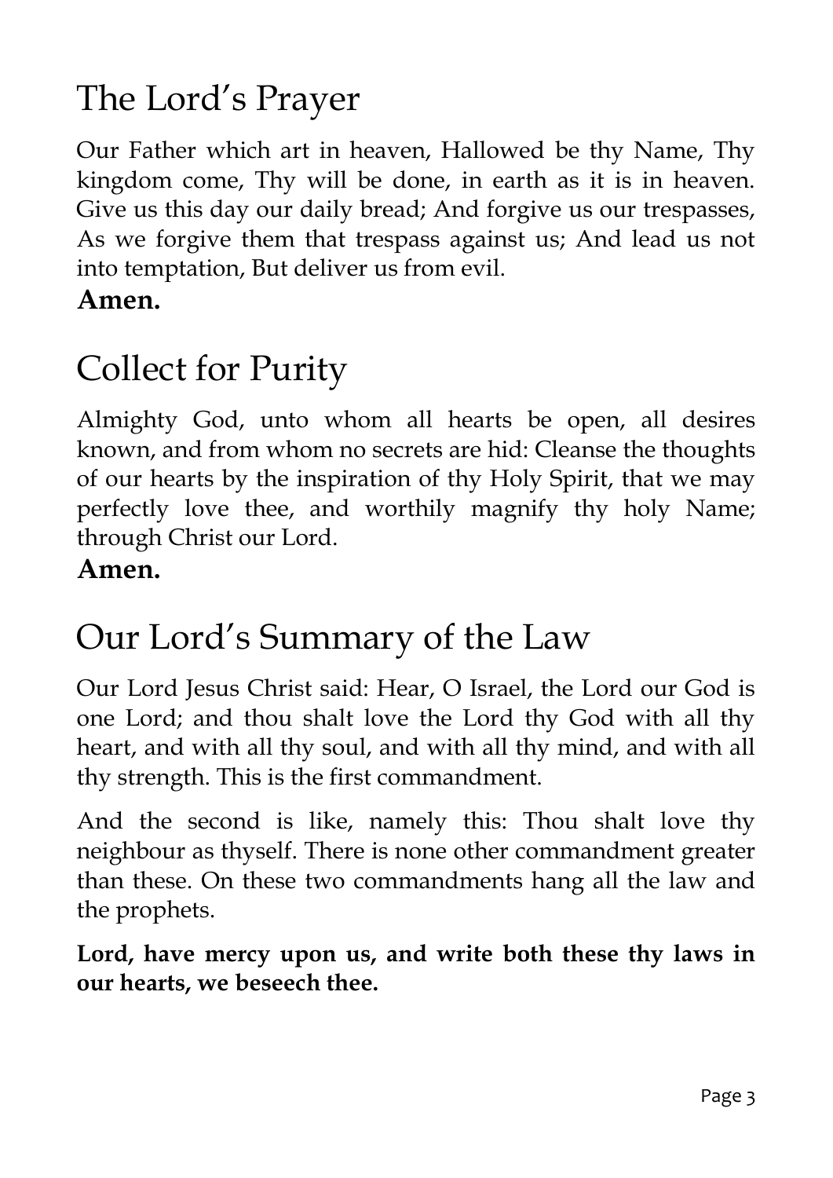# The Lord's Prayer

Our Father which art in heaven, Hallowed be thy Name, Thy kingdom come, Thy will be done, in earth as it is in heaven. Give us this day our daily bread; And forgive us our trespasses, As we forgive them that trespass against us; And lead us not into temptation, But deliver us from evil.

**Amen.**

# Collect for Purity

Almighty God, unto whom all hearts be open, all desires known, and from whom no secrets are hid: Cleanse the thoughts of our hearts by the inspiration of thy Holy Spirit, that we may perfectly love thee, and worthily magnify thy holy Name; through Christ our Lord.

**Amen.**

# Our Lord's Summary of the Law

Our Lord Jesus Christ said: Hear, O Israel, the Lord our God is one Lord; and thou shalt love the Lord thy God with all thy heart, and with all thy soul, and with all thy mind, and with all thy strength. This is the first commandment.

And the second is like, namely this: Thou shalt love thy neighbour as thyself. There is none other commandment greater than these. On these two commandments hang all the law and the prophets.

**Lord, have mercy upon us, and write both these thy laws in our hearts, we beseech thee.**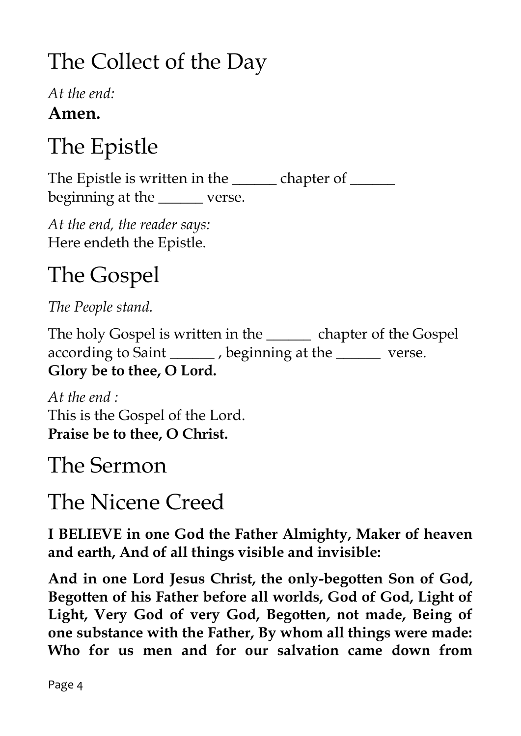# The Collect of the Day

*At the end:*
**Amen.**

# The Epistle

The Epistle is written in the ______ chapter of ______ beginning at the ______ verse.

*At the end, the reader says:*
Here endeth the Epistle.

# The Gospel

*The People stand.*

The holy Gospel is written in the ______ chapter of the Gospel according to Saint ______ , beginning at the ______ verse.
**Glory be to thee, O Lord.**

*At the end :*
This is the Gospel of the Lord.
**Praise be to thee, O Christ.**

# The Sermon

# The Nicene Creed

**I BELIEVE in one God the Father Almighty, Maker of heaven and earth, And of all things visible and invisible:**

**And in one Lord Jesus Christ, the only-begotten Son of God, Begotten of his Father before all worlds, God of God, Light of Light, Very God of very God, Begotten, not made, Being of one substance with the Father, By whom all things were made: Who for us men and for our salvation came down from**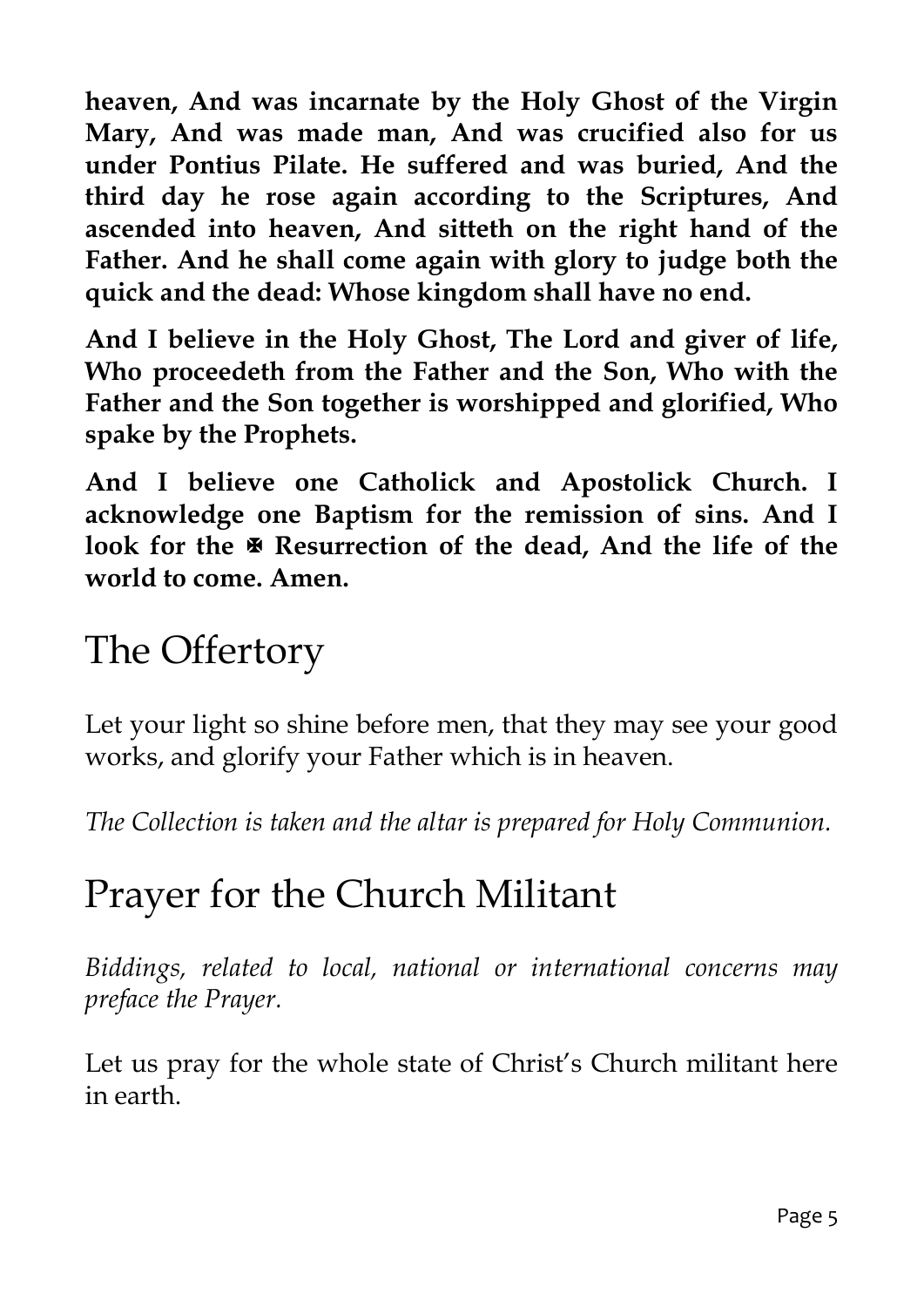**heaven, And was incarnate by the Holy Ghost of the Virgin Mary, And was made man, And was crucified also for us under Pontius Pilate. He suffered and was buried, And the third day he rose again according to the Scriptures, And ascended into heaven, And sitteth on the right hand of the Father. And he shall come again with glory to judge both the quick and the dead: Whose kingdom shall have no end.**

**And I believe in the Holy Ghost, The Lord and giver of life, Who proceedeth from the Father and the Son, Who with the Father and the Son together is worshipped and glorified, Who spake by the Prophets.**

**And I believe one Catholick and Apostolick Church. I acknowledge one Baptism for the remission of sins. And I look for the ✠ Resurrection of the dead, And the life of the world to come. Amen.**

# The Offertory

Let your light so shine before men, that they may see your good works, and glorify your Father which is in heaven.

*The Collection is taken and the altar is prepared for Holy Communion.*

# Prayer for the Church Militant

*Biddings, related to local, national or international concerns may preface the Prayer.*

Let us pray for the whole state of Christ's Church militant here in earth.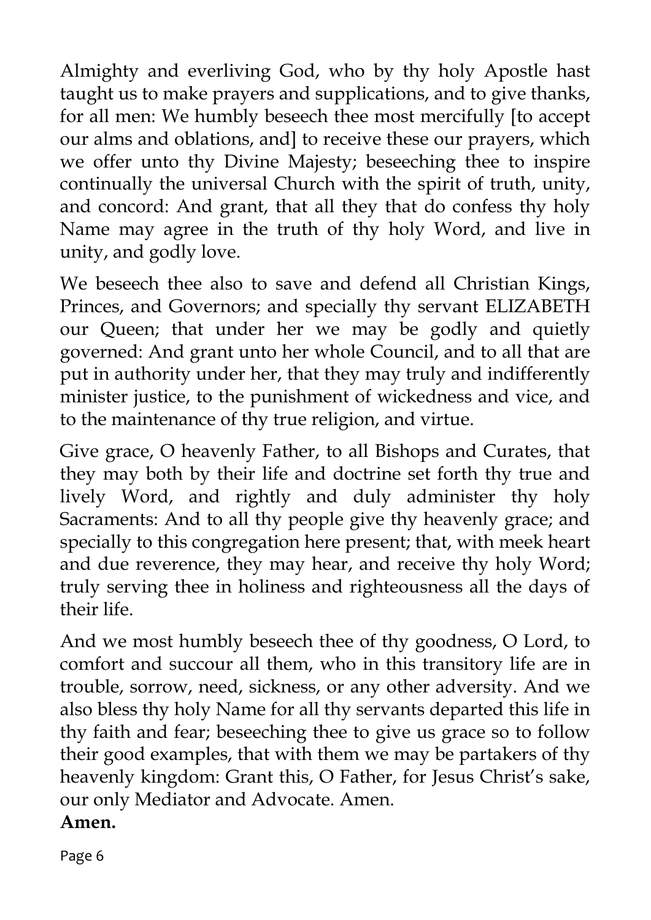Almighty and everliving God, who by thy holy Apostle hast taught us to make prayers and supplications, and to give thanks, for all men: We humbly beseech thee most mercifully [to accept our alms and oblations, and] to receive these our prayers, which we offer unto thy Divine Majesty; beseeching thee to inspire continually the universal Church with the spirit of truth, unity, and concord: And grant, that all they that do confess thy holy Name may agree in the truth of thy holy Word, and live in unity, and godly love.

We beseech thee also to save and defend all Christian Kings, Princes, and Governors; and specially thy servant ELIZABETH our Queen; that under her we may be godly and quietly governed: And grant unto her whole Council, and to all that are put in authority under her, that they may truly and indifferently minister justice, to the punishment of wickedness and vice, and to the maintenance of thy true religion, and virtue.

Give grace, O heavenly Father, to all Bishops and Curates, that they may both by their life and doctrine set forth thy true and lively Word, and rightly and duly administer thy holy Sacraments: And to all thy people give thy heavenly grace; and specially to this congregation here present; that, with meek heart and due reverence, they may hear, and receive thy holy Word; truly serving thee in holiness and righteousness all the days of their life.

And we most humbly beseech thee of thy goodness, O Lord, to comfort and succour all them, who in this transitory life are in trouble, sorrow, need, sickness, or any other adversity. And we also bless thy holy Name for all thy servants departed this life in thy faith and fear; beseeching thee to give us grace so to follow their good examples, that with them we may be partakers of thy heavenly kingdom: Grant this, O Father, for Jesus Christ's sake, our only Mediator and Advocate. Amen.

**Amen.**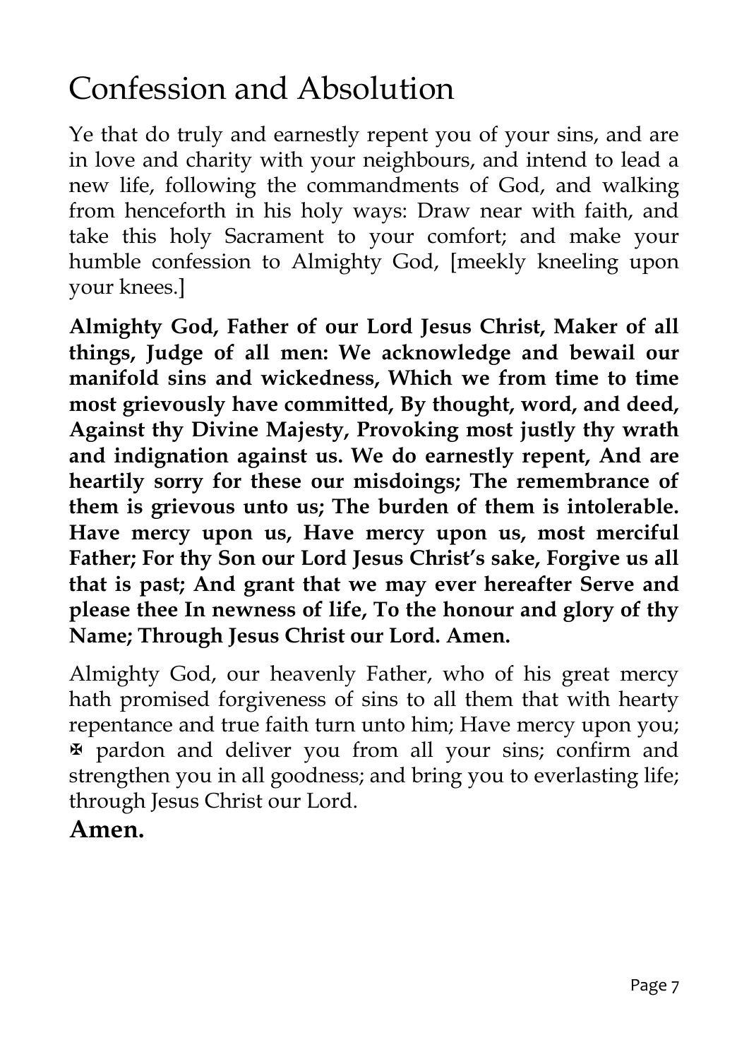# Confession and Absolution

Ye that do truly and earnestly repent you of your sins, and are in love and charity with your neighbours, and intend to lead a new life, following the commandments of God, and walking from henceforth in his holy ways: Draw near with faith, and take this holy Sacrament to your comfort; and make your humble confession to Almighty God, [meekly kneeling upon your knees.]

**Almighty God, Father of our Lord Jesus Christ, Maker of all things, Judge of all men: We acknowledge and bewail our manifold sins and wickedness, Which we from time to time most grievously have committed, By thought, word, and deed, Against thy Divine Majesty, Provoking most justly thy wrath and indignation against us. We do earnestly repent, And are heartily sorry for these our misdoings; The remembrance of them is grievous unto us; The burden of them is intolerable. Have mercy upon us, Have mercy upon us, most merciful Father; For thy Son our Lord Jesus Christ's sake, Forgive us all that is past; And grant that we may ever hereafter Serve and please thee In newness of life, To the honour and glory of thy Name; Through Jesus Christ our Lord. Amen.**

Almighty God, our heavenly Father, who of his great mercy hath promised forgiveness of sins to all them that with hearty repentance and true faith turn unto him; Have mercy upon you; ✠ pardon and deliver you from all your sins; confirm and strengthen you in all goodness; and bring you to everlasting life; through Jesus Christ our Lord.

**Amen.**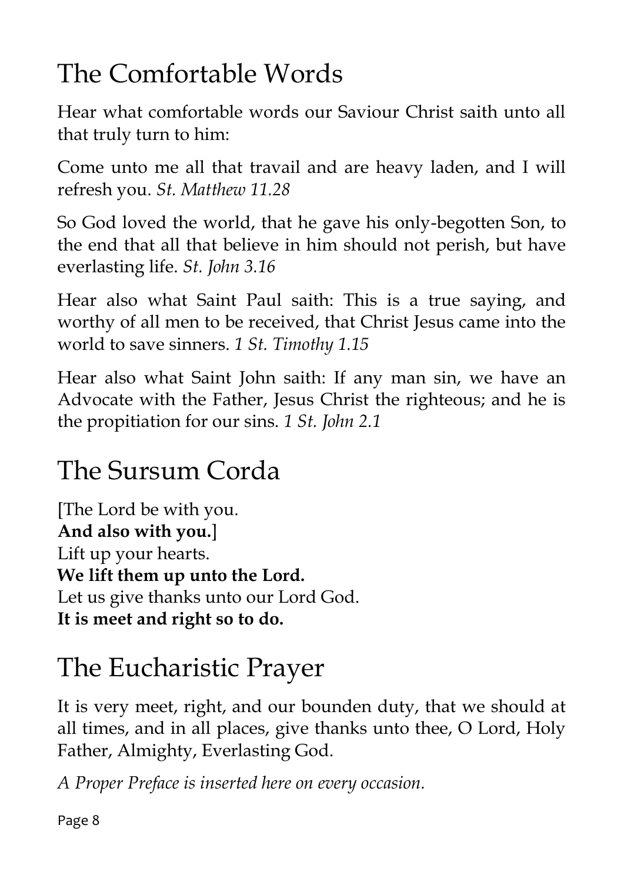## The Comfortable Words

Hear what comfortable words our Saviour Christ saith unto all that truly turn to him:

Come unto me all that travail and are heavy laden, and I will refresh you. *St. Matthew 11.28*

So God loved the world, that he gave his only-begotten Son, to the end that all that believe in him should not perish, but have everlasting life. *St. John 3.16*

Hear also what Saint Paul saith: This is a true saying, and worthy of all men to be received, that Christ Jesus came into the world to save sinners. *1 St. Timothy 1.15*

Hear also what Saint John saith: If any man sin, we have an Advocate with the Father, Jesus Christ the righteous; and he is the propitiation for our sins. *1 St. John 2.1*

## The Sursum Corda

[The Lord be with you.
**And also with you.**]
Lift up your hearts.
**We lift them up unto the Lord.**
Let us give thanks unto our Lord God.
**It is meet and right so to do.**

## The Eucharistic Prayer

It is very meet, right, and our bounden duty, that we should at all times, and in all places, give thanks unto thee, O Lord, Holy Father, Almighty, Everlasting God.

*A Proper Preface is inserted here on every occasion.*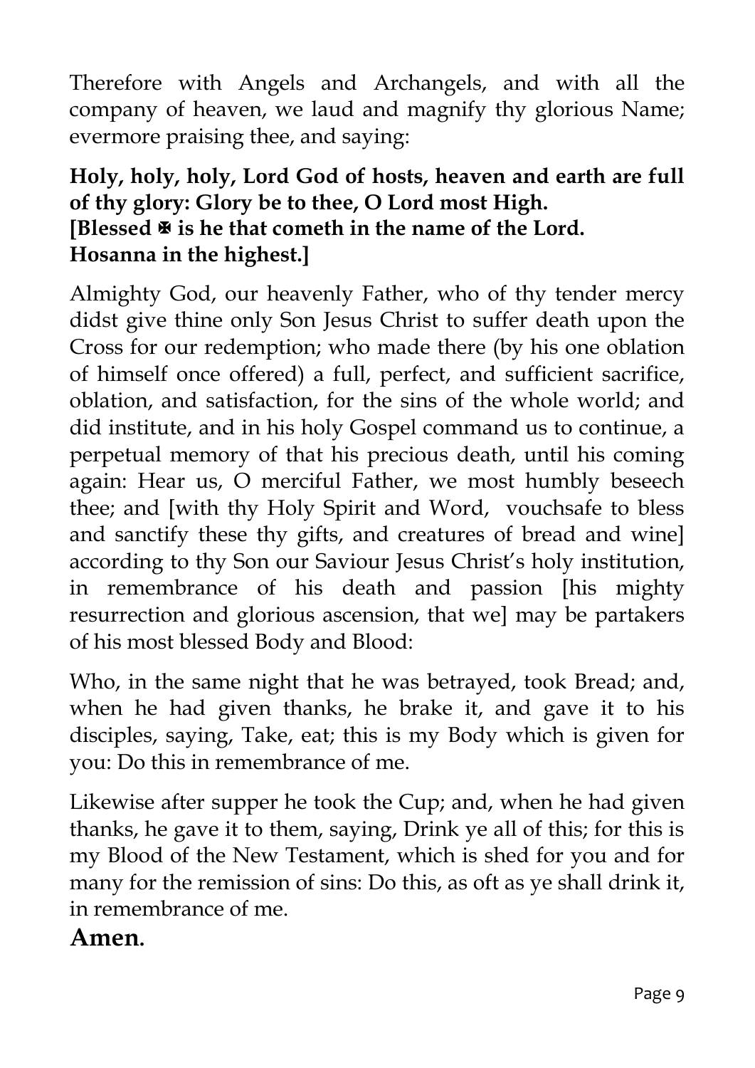Therefore with Angels and Archangels, and with all the company of heaven, we laud and magnify thy glorious Name; evermore praising thee, and saying:

**Holy, holy, holy, Lord God of hosts, heaven and earth are full of thy glory: Glory be to thee, O Lord most High.**
**[Blessed ✠ is he that cometh in the name of the Lord.**
**Hosanna in the highest.]**

Almighty God, our heavenly Father, who of thy tender mercy didst give thine only Son Jesus Christ to suffer death upon the Cross for our redemption; who made there (by his one oblation of himself once offered) a full, perfect, and sufficient sacrifice, oblation, and satisfaction, for the sins of the whole world; and did institute, and in his holy Gospel command us to continue, a perpetual memory of that his precious death, until his coming again: Hear us, O merciful Father, we most humbly beseech thee; and [with thy Holy Spirit and Word, vouchsafe to bless and sanctify these thy gifts, and creatures of bread and wine] according to thy Son our Saviour Jesus Christ's holy institution, in remembrance of his death and passion [his mighty resurrection and glorious ascension, that we] may be partakers of his most blessed Body and Blood:

Who, in the same night that he was betrayed, took Bread; and, when he had given thanks, he brake it, and gave it to his disciples, saying, Take, eat; this is my Body which is given for you: Do this in remembrance of me.

Likewise after supper he took the Cup; and, when he had given thanks, he gave it to them, saying, Drink ye all of this; for this is my Blood of the New Testament, which is shed for you and for many for the remission of sins: Do this, as oft as ye shall drink it, in remembrance of me.

**Amen.**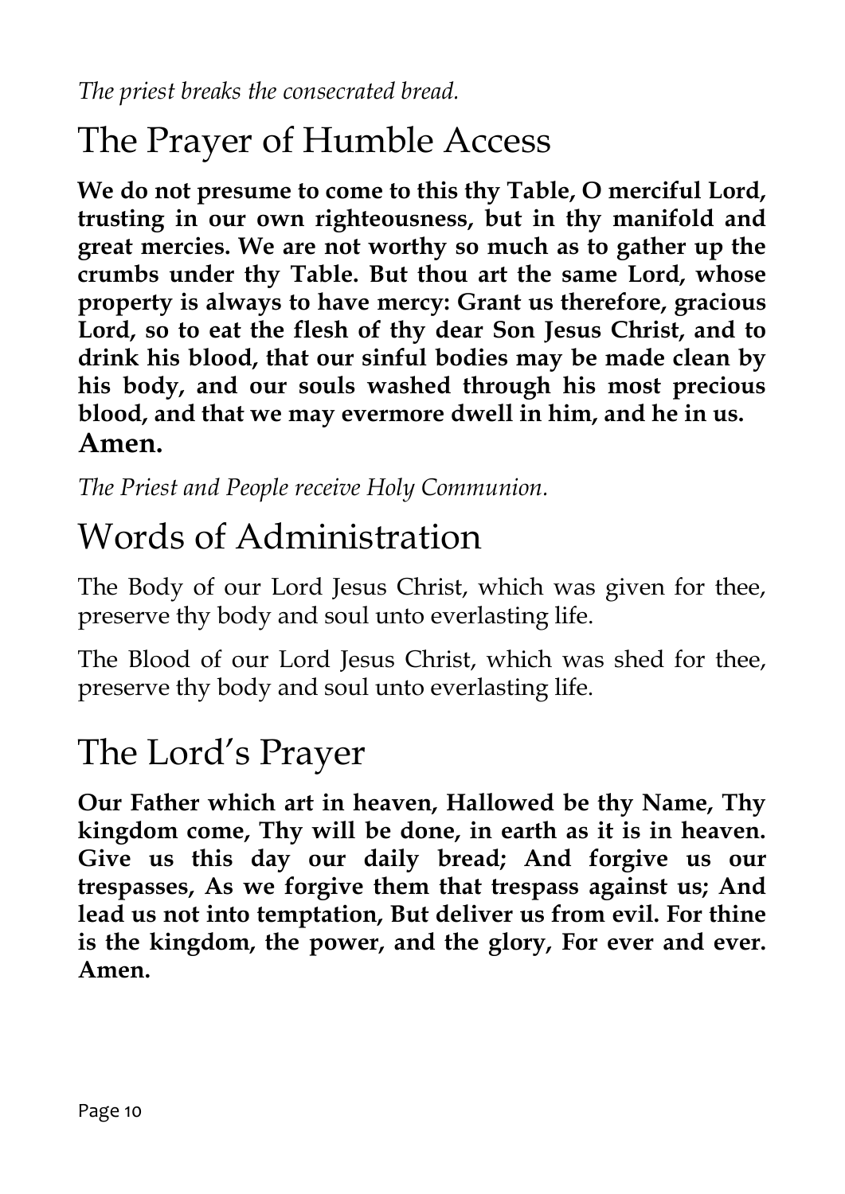*The priest breaks the consecrated bread.*

## The Prayer of Humble Access

**We do not presume to come to this thy Table, O merciful Lord, trusting in our own righteousness, but in thy manifold and great mercies. We are not worthy so much as to gather up the crumbs under thy Table. But thou art the same Lord, whose property is always to have mercy: Grant us therefore, gracious Lord, so to eat the flesh of thy dear Son Jesus Christ, and to drink his blood, that our sinful bodies may be made clean by his body, and our souls washed through his most precious blood, and that we may evermore dwell in him, and he in us. Amen.**

*The Priest and People receive Holy Communion.*

## Words of Administration

The Body of our Lord Jesus Christ, which was given for thee, preserve thy body and soul unto everlasting life.

The Blood of our Lord Jesus Christ, which was shed for thee, preserve thy body and soul unto everlasting life.

## The Lord's Prayer

**Our Father which art in heaven, Hallowed be thy Name, Thy kingdom come, Thy will be done, in earth as it is in heaven. Give us this day our daily bread; And forgive us our trespasses, As we forgive them that trespass against us; And lead us not into temptation, But deliver us from evil. For thine is the kingdom, the power, and the glory, For ever and ever. Amen.**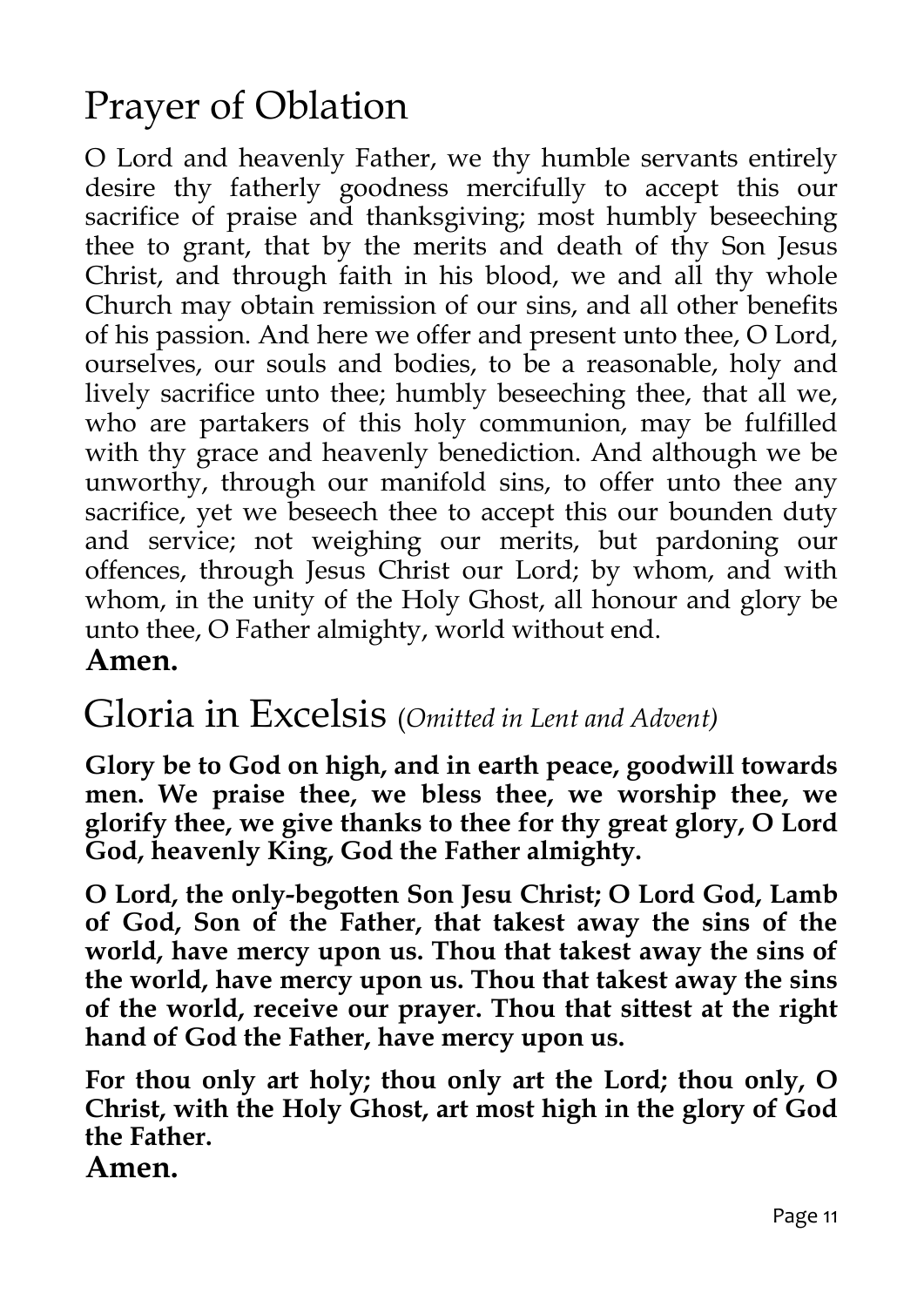# Prayer of Oblation

O Lord and heavenly Father, we thy humble servants entirely desire thy fatherly goodness mercifully to accept this our sacrifice of praise and thanksgiving; most humbly beseeching thee to grant, that by the merits and death of thy Son Jesus Christ, and through faith in his blood, we and all thy whole Church may obtain remission of our sins, and all other benefits of his passion. And here we offer and present unto thee, O Lord, ourselves, our souls and bodies, to be a reasonable, holy and lively sacrifice unto thee; humbly beseeching thee, that all we, who are partakers of this holy communion, may be fulfilled with thy grace and heavenly benediction. And although we be unworthy, through our manifold sins, to offer unto thee any sacrifice, yet we beseech thee to accept this our bounden duty and service; not weighing our merits, but pardoning our offences, through Jesus Christ our Lord; by whom, and with whom, in the unity of the Holy Ghost, all honour and glory be unto thee, O Father almighty, world without end.

**Amen.**

# Gloria in Excelsis (*Omitted in Lent and Advent)*

**Glory be to God on high, and in earth peace, goodwill towards men. We praise thee, we bless thee, we worship thee, we glorify thee, we give thanks to thee for thy great glory, O Lord God, heavenly King, God the Father almighty.**

**O Lord, the only-begotten Son Jesu Christ; O Lord God, Lamb of God, Son of the Father, that takest away the sins of the world, have mercy upon us. Thou that takest away the sins of the world, have mercy upon us. Thou that takest away the sins of the world, receive our prayer. Thou that sittest at the right hand of God the Father, have mercy upon us.**

**For thou only art holy; thou only art the Lord; thou only, O Christ, with the Holy Ghost, art most high in the glory of God the Father.**

**Amen.**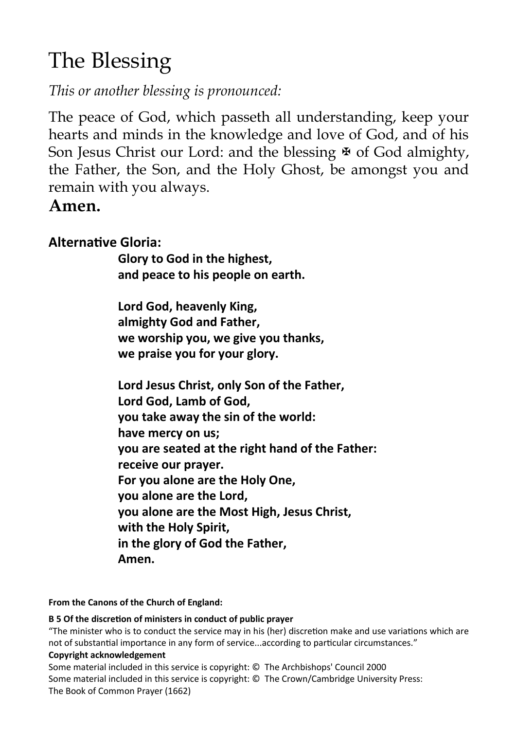# The Blessing

*This or another blessing is pronounced:*

The peace of God, which passeth all understanding, keep your hearts and minds in the knowledge and love of God, and of his Son Jesus Christ our Lord: and the blessing ✠ of God almighty, the Father, the Son, and the Holy Ghost, be amongst you and remain with you always.

**Amen.**

**Alternative Gloria:**

**Glory to God in the highest,**
**and peace to his people on earth.**

**Lord God, heavenly King,**
**almighty God and Father,**
**we worship you, we give you thanks,**
**we praise you for your glory.**

**Lord Jesus Christ, only Son of the Father,**
**Lord God, Lamb of God,**
**you take away the sin of the world:**
**have mercy on us;**
**you are seated at the right hand of the Father:**
**receive our prayer.**
**For you alone are the Holy One,**
**you alone are the Lord,**
**you alone are the Most High, Jesus Christ,**
**with the Holy Spirit,**
**in the glory of God the Father,**
**Amen.**

**From the Canons of the Church of England:**

**B 5 Of the discretion of ministers in conduct of public prayer**

"The minister who is to conduct the service may in his (her) discretion make and use variations which are not of substantial importance in any form of service...according to particular circumstances."

**Copyright acknowledgement**

Some material included in this service is copyright: © The Archbishops' Council 2000
Some material included in this service is copyright: © The Crown/Cambridge University Press:
The Book of Common Prayer (1662)